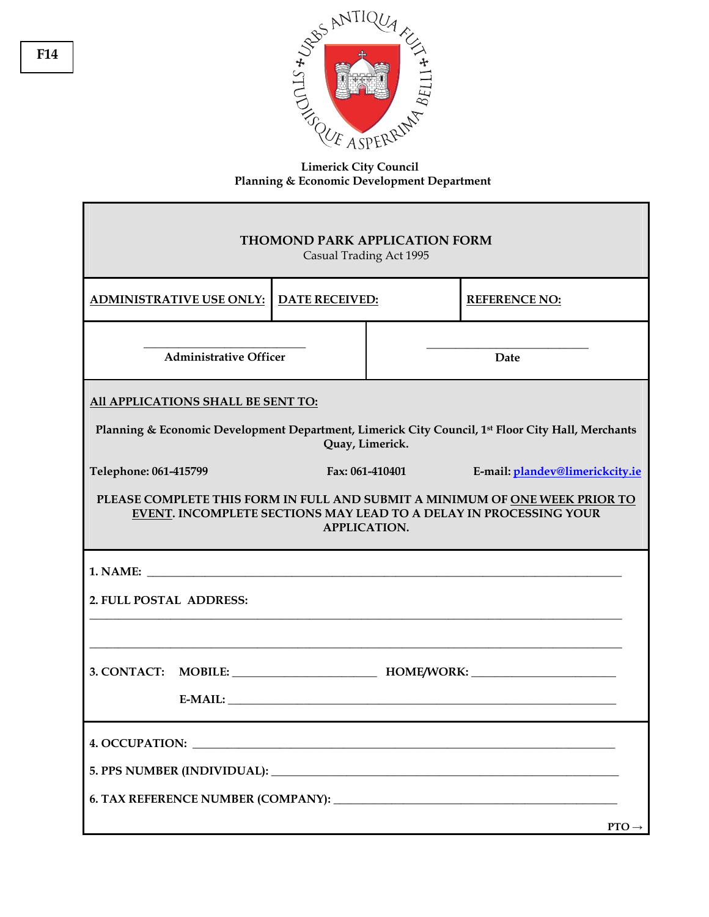F14

URBS ANTIQUA FUIT STUDIISQUE ASPERRIMA BELLI

**Limerick City Council**
**Planning & Economic Development Department**

## THOMOND PARK APPLICATION FORM

Casual Trading Act 1995

| ADMINISTRATIVE USE ONLY: | DATE RECEIVED: | REFERENCE NO: |
| --- | --- | --- |

| ______________________ Administrative Officer | ______________________ Date |
| --- | --- |

**All APPLICATIONS SHALL BE SENT TO:**

**Planning & Economic Development Department, Limerick City Council, 1st Floor City Hall, Merchants Quay, Limerick.**

**Telephone: 061-415799** **Fax: 061-410401** **E-mail: plandev@limerickcity.ie**

**PLEASE COMPLETE THIS FORM IN FULL AND SUBMIT A MINIMUM OF ONE WEEK PRIOR TO EVENT. INCOMPLETE SECTIONS MAY LEAD TO A DELAY IN PROCESSING YOUR APPLICATION.**

**1. NAME:** ______________________________________________________________

**2. FULL POSTAL ADDRESS:**

________________________________________________________________________

________________________________________________________________________

**3. CONTACT:** **MOBILE:** ____________________ **HOME/WORK:** ____________________

**E-MAIL:** ______________________________________________________

**4. OCCUPATION:** ________________________________________________________

**5. PPS NUMBER (INDIVIDUAL):** _______________________________________________

**6. TAX REFERENCE NUMBER (COMPANY):** _______________________________________

**PTO →**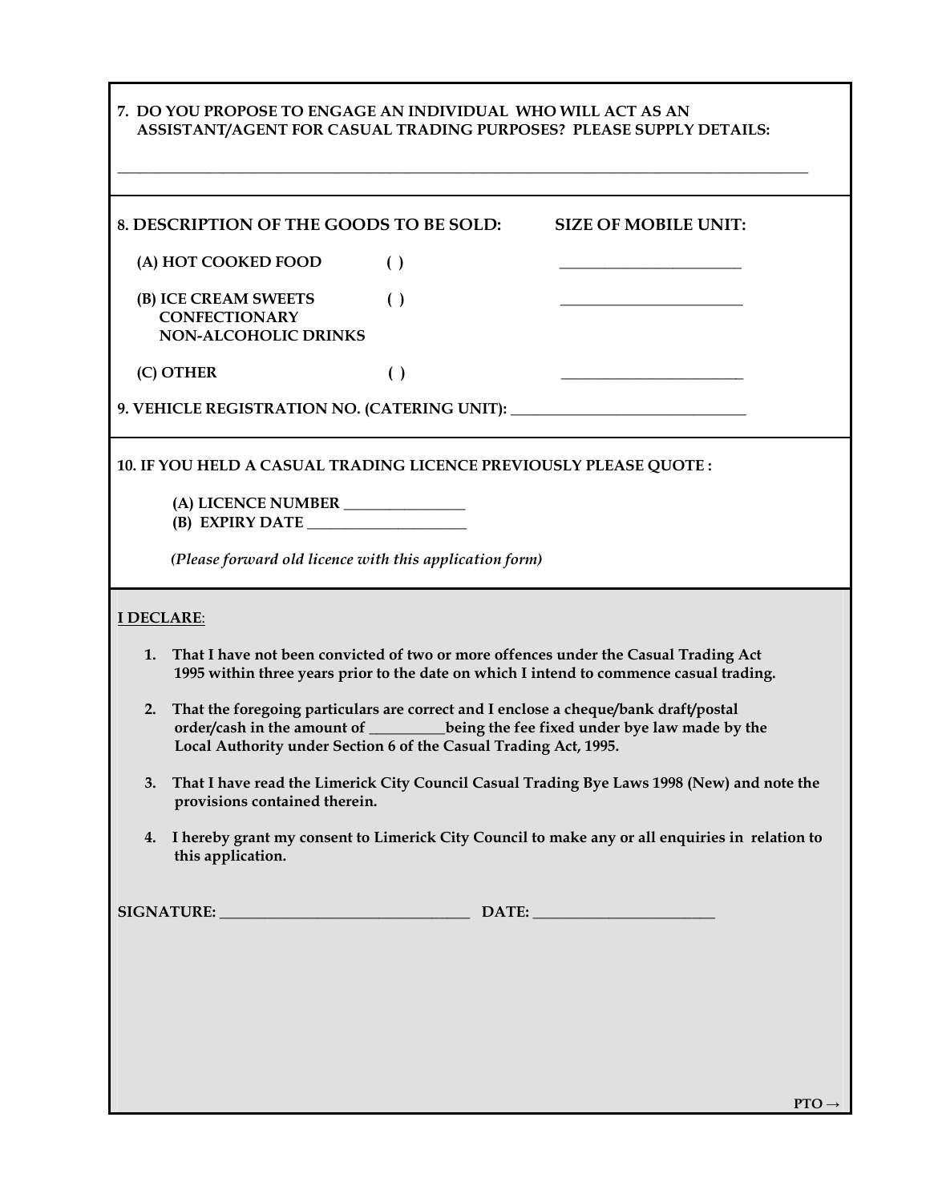**7. DO YOU PROPOSE TO ENGAGE AN INDIVIDUAL WHO WILL ACT AS AN ASSISTANT/AGENT FOR CASUAL TRADING PURPOSES? PLEASE SUPPLY DETAILS:**

_______________________________________________________________________________________________

**8. DESCRIPTION OF THE GOODS TO BE SOLD:** **SIZE OF MOBILE UNIT:**

| | | |
|---|---|---|
| **(A) HOT COOKED FOOD** | **( )** | ________________________ |
| **(B) ICE CREAM SWEETS CONFECTIONARY NON-ALCOHOLIC DRINKS** | **( )** | ________________________ |
| **(C) OTHER** | **( )** | ________________________ |

**9. VEHICLE REGISTRATION NO. (CATERING UNIT):** ________________________________

**10. IF YOU HELD A CASUAL TRADING LICENCE PREVIOUSLY PLEASE QUOTE :**

**(A) LICENCE NUMBER** ________________
**(B) EXPIRY DATE** _____________________

*(Please forward old licence with this application form)*

**I DECLARE:**

1. **That I have not been convicted of two or more offences under the Casual Trading Act 1995 within three years prior to the date on which I intend to commence casual trading.**
2. **That the foregoing particulars are correct and I enclose a cheque/bank draft/postal order/cash in the amount of __________being the fee fixed under bye law made by the Local Authority under Section 6 of the Casual Trading Act, 1995.**
3. **That I have read the Limerick City Council Casual Trading Bye Laws 1998 (New) and note the provisions contained therein.**
4. **I hereby grant my consent to Limerick City Council to make any or all enquiries in relation to this application.**

**SIGNATURE:** __________________________________ **DATE:** ________________________

**PTO →**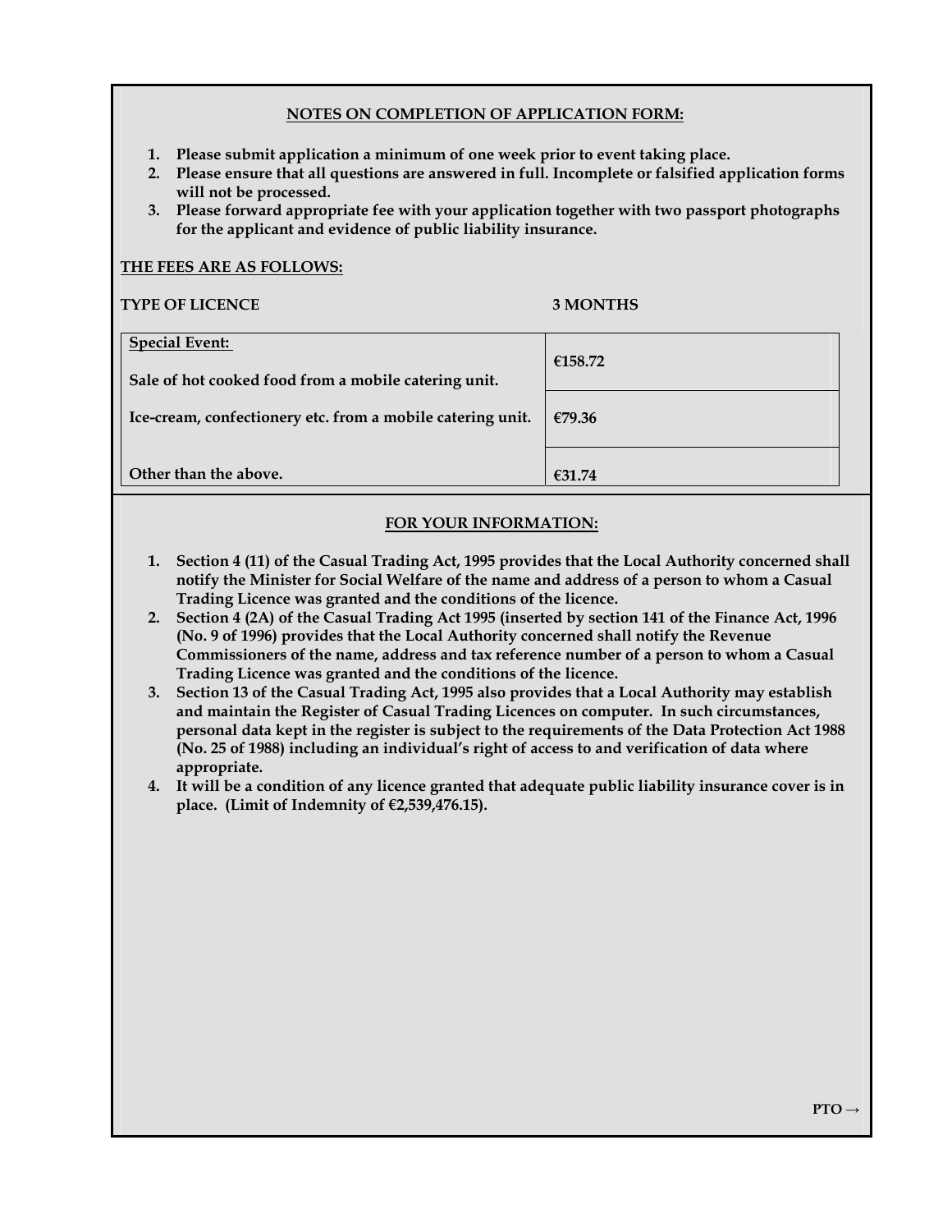## NOTES ON COMPLETION OF APPLICATION FORM:

1. **Please submit application a minimum of one week prior to event taking place.**
2. **Please ensure that all questions are answered in full. Incomplete or falsified application forms will not be processed.**
3. **Please forward appropriate fee with your application together with two passport photographs for the applicant and evidence of public liability insurance.**

**THE FEES ARE AS FOLLOWS:**

| TYPE OF LICENCE | 3 MONTHS |
|---|---|
| **Special Event:** Sale of hot cooked food from a mobile catering unit. | €158.72 |
| Ice-cream, confectionery etc. from a mobile catering unit. | €79.36 |
| Other than the above. | €31.74 |

## FOR YOUR INFORMATION:

1. **Section 4 (11) of the Casual Trading Act, 1995 provides that the Local Authority concerned shall notify the Minister for Social Welfare of the name and address of a person to whom a Casual Trading Licence was granted and the conditions of the licence.**
2. **Section 4 (2A) of the Casual Trading Act 1995 (inserted by section 141 of the Finance Act, 1996 (No. 9 of 1996) provides that the Local Authority concerned shall notify the Revenue Commissioners of the name, address and tax reference number of a person to whom a Casual Trading Licence was granted and the conditions of the licence.**
3. **Section 13 of the Casual Trading Act, 1995 also provides that a Local Authority may establish and maintain the Register of Casual Trading Licences on computer. In such circumstances, personal data kept in the register is subject to the requirements of the Data Protection Act 1988 (No. 25 of 1988) including an individual's right of access to and verification of data where appropriate.**
4. **It will be a condition of any licence granted that adequate public liability insurance cover is in place. (Limit of Indemnity of €2,539,476.15).**

**PTO →**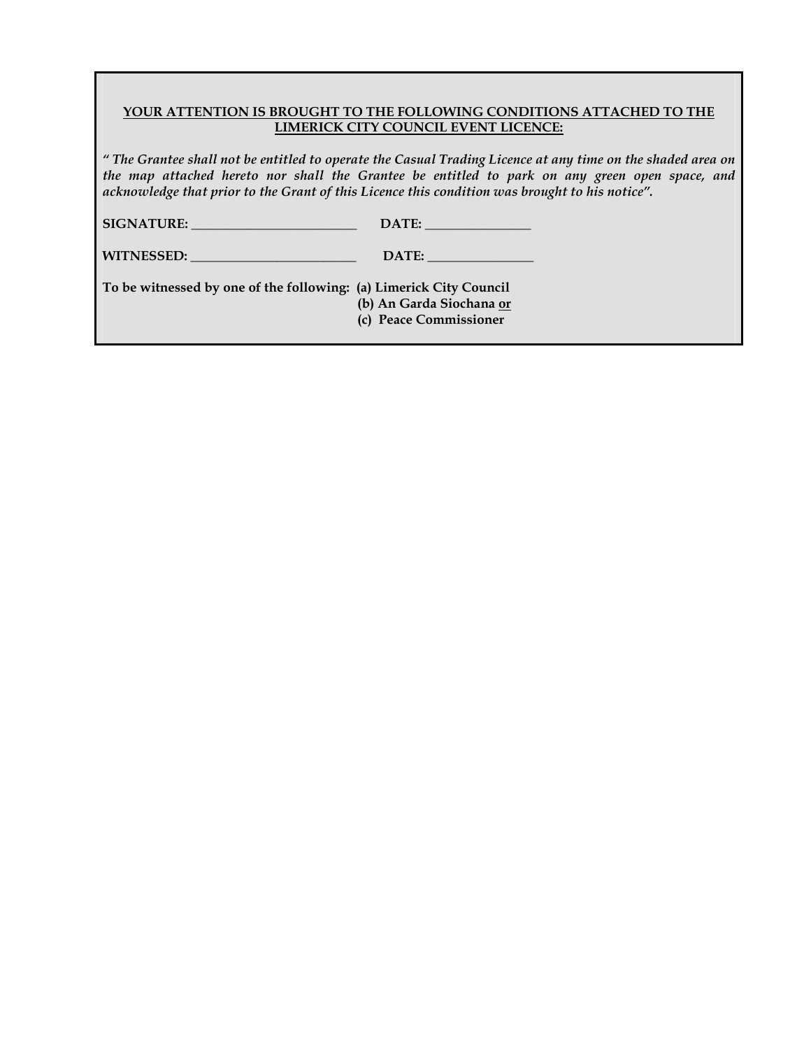**YOUR ATTENTION IS BROUGHT TO THE FOLLOWING CONDITIONS ATTACHED TO THE LIMERICK CITY COUNCIL EVENT LICENCE:**

*" The Grantee shall not be entitled to operate the Casual Trading Licence at any time on the shaded area on the map attached hereto nor shall the Grantee be entitled to park on any green open space, and acknowledge that prior to the Grant of this Licence this condition was brought to his notice".*

**SIGNATURE: _________________________ DATE: ________________**

**WITNESSED: _________________________ DATE: ________________**

**To be witnessed by one of the following:**
- **(a) Limerick City Council**
- **(b) An Garda Siochana or**
- **(c) Peace Commissioner**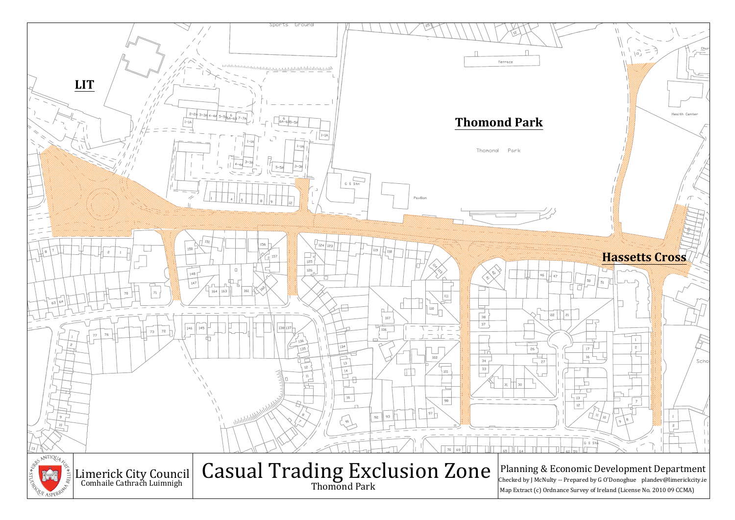**LIT**

**Thomond Park**

**Hassetts Cross**

Limerick City Council
Comhairle Cathrach Luimnigh

# Casual Trading Exclusion Zone

Thomond Park

Planning & Economic Development Department
Checked by J McNulty -- Prepared by G O'Donoghue plandev@limerickcity.ie
Map Extract (c) Ordnance Survey of Ireland (License No. 2010 09 CCMA)